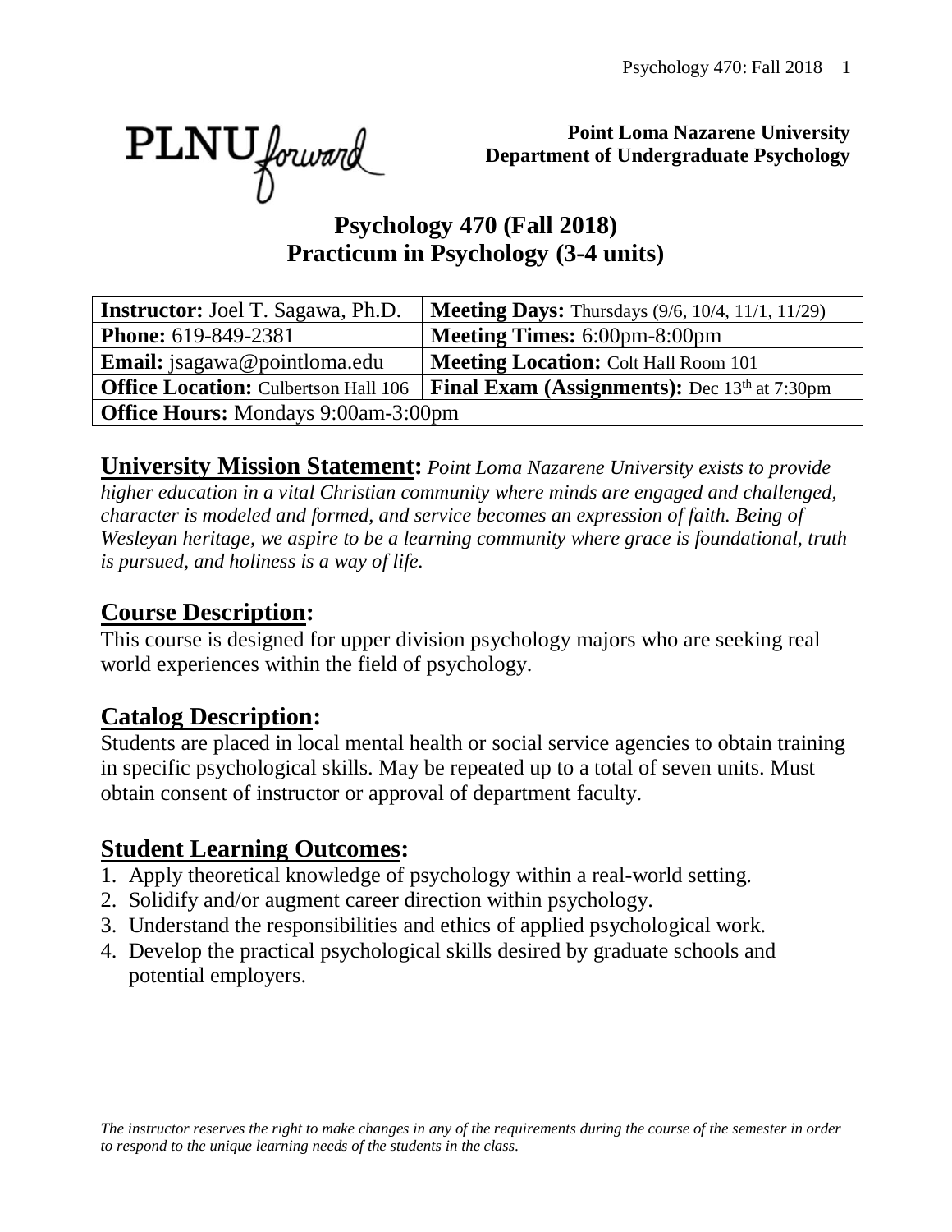**Point Loma Nazarene University**
**Department of Undergraduate Psychology**

# Psychology 470 (Fall 2018)
# Practicum in Psychology (3-4 units)

| **Instructor:** Joel T. Sagawa, Ph.D. | **Meeting Days:** Thursdays (9/6, 10/4, 11/1, 11/29) |
|---|---|
| **Phone:** 619-849-2381 | **Meeting Times:** 6:00pm-8:00pm |
| **Email:** jsagawa@pointloma.edu | **Meeting Location:** Colt Hall Room 101 |
| **Office Location:** Culbertson Hall 106 | **Final Exam (Assignments):** Dec 13th at 7:30pm |
| **Office Hours:** Mondays 9:00am-3:00pm | |

## University Mission Statement:

*Point Loma Nazarene University exists to provide higher education in a vital Christian community where minds are engaged and challenged, character is modeled and formed, and service becomes an expression of faith. Being of Wesleyan heritage, we aspire to be a learning community where grace is foundational, truth is pursued, and holiness is a way of life.*

## Course Description:

This course is designed for upper division psychology majors who are seeking real world experiences within the field of psychology.

## Catalog Description:

Students are placed in local mental health or social service agencies to obtain training in specific psychological skills. May be repeated up to a total of seven units. Must obtain consent of instructor or approval of department faculty.

## Student Learning Outcomes:

1. Apply theoretical knowledge of psychology within a real-world setting.
2. Solidify and/or augment career direction within psychology.
3. Understand the responsibilities and ethics of applied psychological work.
4. Develop the practical psychological skills desired by graduate schools and potential employers.

*The instructor reserves the right to make changes in any of the requirements during the course of the semester in order to respond to the unique learning needs of the students in the class.*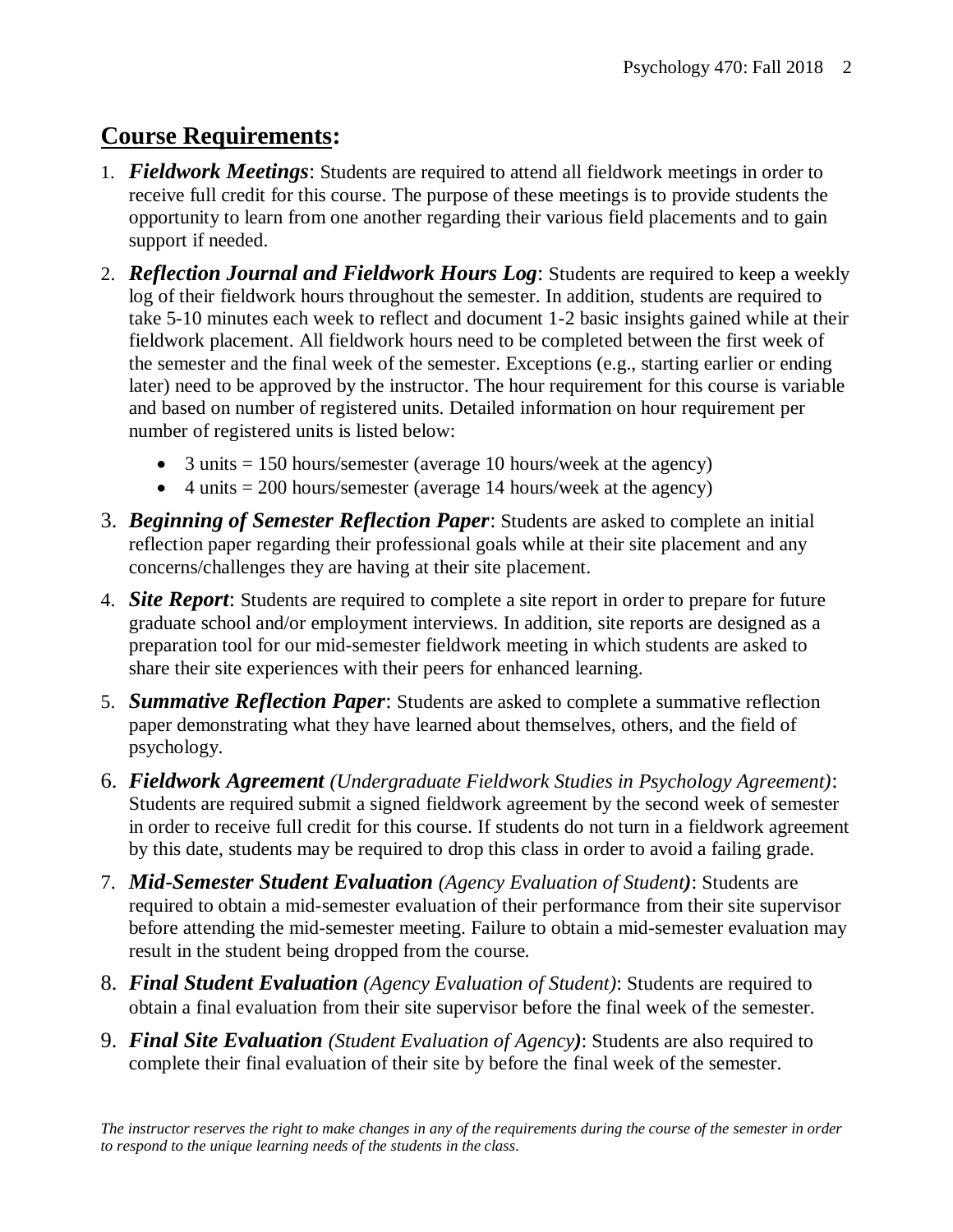## **<u>Course Requirements</u>:**

1. ***Fieldwork Meetings***: Students are required to attend all fieldwork meetings in order to receive full credit for this course. The purpose of these meetings is to provide students the opportunity to learn from one another regarding their various field placements and to gain support if needed.

2. ***Reflection Journal and Fieldwork Hours Log***: Students are required to keep a weekly log of their fieldwork hours throughout the semester. In addition, students are required to take 5-10 minutes each week to reflect and document 1-2 basic insights gained while at their fieldwork placement. All fieldwork hours need to be completed between the first week of the semester and the final week of the semester. Exceptions (e.g., starting earlier or ending later) need to be approved by the instructor. The hour requirement for this course is variable and based on number of registered units. Detailed information on hour requirement per number of registered units is listed below:
   - 3 units = 150 hours/semester (average 10 hours/week at the agency)
   - 4 units = 200 hours/semester (average 14 hours/week at the agency)

3. ***Beginning of Semester Reflection Paper***: Students are asked to complete an initial reflection paper regarding their professional goals while at their site placement and any concerns/challenges they are having at their site placement.

4. ***Site Report***: Students are required to complete a site report in order to prepare for future graduate school and/or employment interviews. In addition, site reports are designed as a preparation tool for our mid-semester fieldwork meeting in which students are asked to share their site experiences with their peers for enhanced learning.

5. ***Summative Reflection Paper***: Students are asked to complete a summative reflection paper demonstrating what they have learned about themselves, others, and the field of psychology.

6. ***Fieldwork Agreement*** *(Undergraduate Fieldwork Studies in Psychology Agreement)*: Students are required submit a signed fieldwork agreement by the second week of semester in order to receive full credit for this course. If students do not turn in a fieldwork agreement by this date, students may be required to drop this class in order to avoid a failing grade.

7. ***Mid-Semester Student Evaluation*** *(Agency Evaluation of Student)*: Students are required to obtain a mid-semester evaluation of their performance from their site supervisor before attending the mid-semester meeting. Failure to obtain a mid-semester evaluation may result in the student being dropped from the course.

8. ***Final Student Evaluation*** *(Agency Evaluation of Student)*: Students are required to obtain a final evaluation from their site supervisor before the final week of the semester.

9. ***Final Site Evaluation*** *(Student Evaluation of Agency)*: Students are also required to complete their final evaluation of their site by before the final week of the semester.

*The instructor reserves the right to make changes in any of the requirements during the course of the semester in order to respond to the unique learning needs of the students in the class.*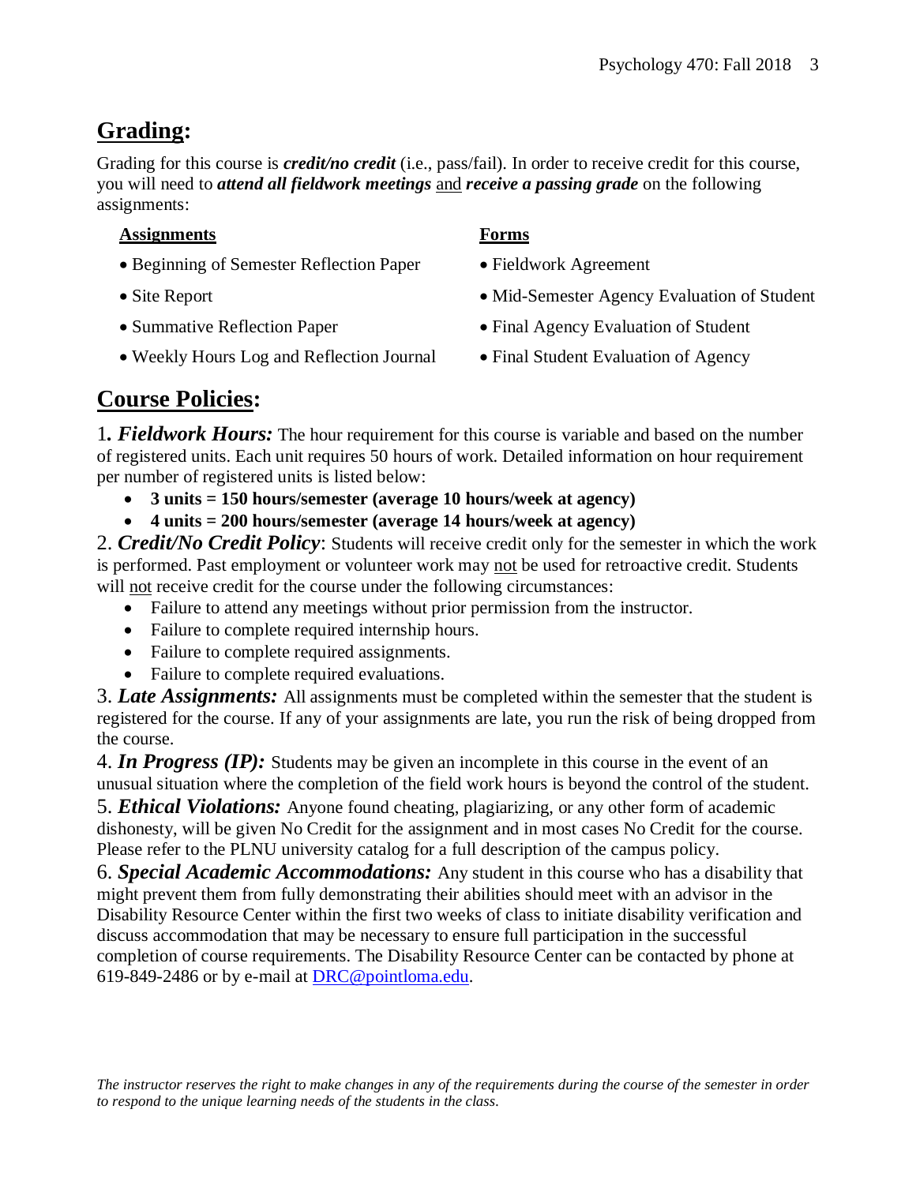## **Grading:**

Grading for this course is ***credit/no credit*** (i.e., pass/fail). In order to receive credit for this course, you will need to ***attend all fieldwork meetings*** and ***receive a passing grade*** on the following assignments:

**Assignments**

- Beginning of Semester Reflection Paper
- Site Report
- Summative Reflection Paper
- Weekly Hours Log and Reflection Journal

**Forms**

- Fieldwork Agreement
- Mid-Semester Agency Evaluation of Student
- Final Agency Evaluation of Student
- Final Student Evaluation of Agency

## **Course Policies:**

1. ***Fieldwork Hours:*** The hour requirement for this course is variable and based on the number of registered units. Each unit requires 50 hours of work. Detailed information on hour requirement per number of registered units is listed below:

- **3 units = 150 hours/semester (average 10 hours/week at agency)**
- **4 units = 200 hours/semester (average 14 hours/week at agency)**

2. ***Credit/No Credit Policy***: Students will receive credit only for the semester in which the work is performed. Past employment or volunteer work may not be used for retroactive credit. Students will not receive credit for the course under the following circumstances:

- Failure to attend any meetings without prior permission from the instructor.
- Failure to complete required internship hours.
- Failure to complete required assignments.
- Failure to complete required evaluations.

3. ***Late Assignments:*** All assignments must be completed within the semester that the student is registered for the course. If any of your assignments are late, you run the risk of being dropped from the course.

4. ***In Progress (IP):*** Students may be given an incomplete in this course in the event of an unusual situation where the completion of the field work hours is beyond the control of the student.

5. ***Ethical Violations:*** Anyone found cheating, plagiarizing, or any other form of academic dishonesty, will be given No Credit for the assignment and in most cases No Credit for the course. Please refer to the PLNU university catalog for a full description of the campus policy.

6. ***Special Academic Accommodations:*** Any student in this course who has a disability that might prevent them from fully demonstrating their abilities should meet with an advisor in the Disability Resource Center within the first two weeks of class to initiate disability verification and discuss accommodation that may be necessary to ensure full participation in the successful completion of course requirements. The Disability Resource Center can be contacted by phone at 619-849-2486 or by e-mail at DRC@pointloma.edu.

*The instructor reserves the right to make changes in any of the requirements during the course of the semester in order to respond to the unique learning needs of the students in the class.*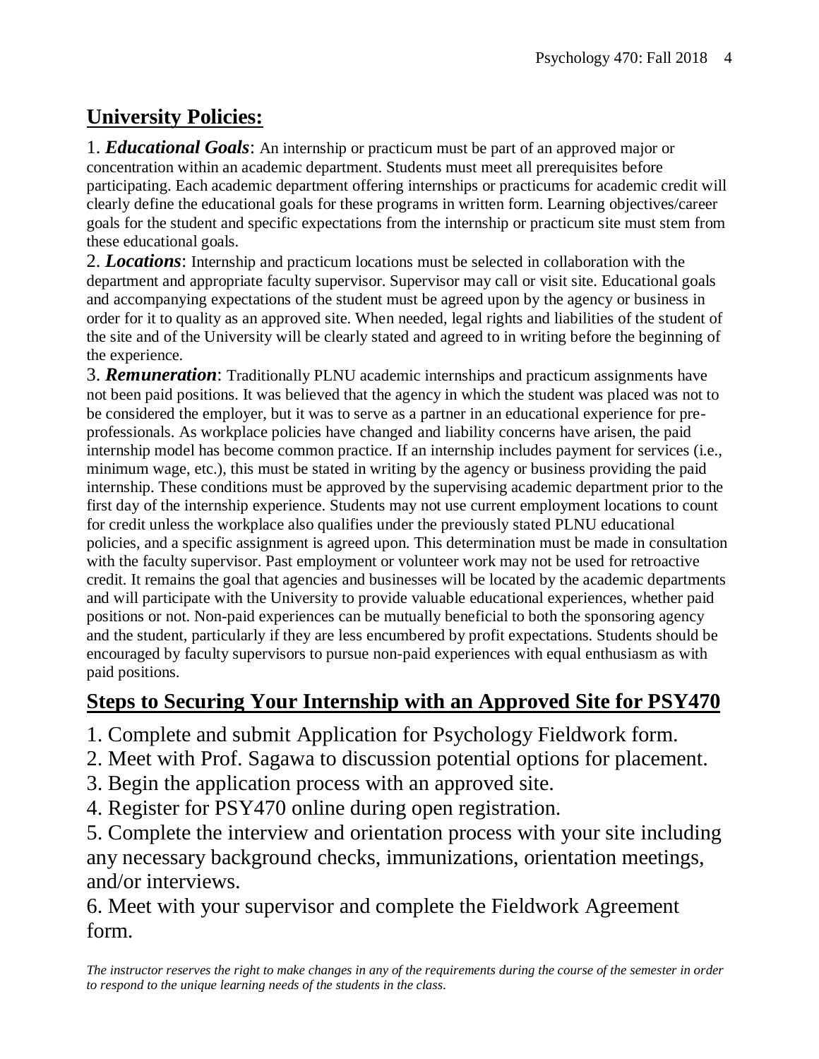## University Policies:

1. ***Educational Goals***: An internship or practicum must be part of an approved major or concentration within an academic department. Students must meet all prerequisites before participating. Each academic department offering internships or practicums for academic credit will clearly define the educational goals for these programs in written form. Learning objectives/career goals for the student and specific expectations from the internship or practicum site must stem from these educational goals.

2. ***Locations***: Internship and practicum locations must be selected in collaboration with the department and appropriate faculty supervisor. Supervisor may call or visit site. Educational goals and accompanying expectations of the student must be agreed upon by the agency or business in order for it to quality as an approved site. When needed, legal rights and liabilities of the student of the site and of the University will be clearly stated and agreed to in writing before the beginning of the experience.

3. ***Remuneration***: Traditionally PLNU academic internships and practicum assignments have not been paid positions. It was believed that the agency in which the student was placed was not to be considered the employer, but it was to serve as a partner in an educational experience for pre-professionals. As workplace policies have changed and liability concerns have arisen, the paid internship model has become common practice. If an internship includes payment for services (i.e., minimum wage, etc.), this must be stated in writing by the agency or business providing the paid internship. These conditions must be approved by the supervising academic department prior to the first day of the internship experience. Students may not use current employment locations to count for credit unless the workplace also qualifies under the previously stated PLNU educational policies, and a specific assignment is agreed upon. This determination must be made in consultation with the faculty supervisor. Past employment or volunteer work may not be used for retroactive credit. It remains the goal that agencies and businesses will be located by the academic departments and will participate with the University to provide valuable educational experiences, whether paid positions or not. Non-paid experiences can be mutually beneficial to both the sponsoring agency and the student, particularly if they are less encumbered by profit expectations. Students should be encouraged by faculty supervisors to pursue non-paid experiences with equal enthusiasm as with paid positions.

## Steps to Securing Your Internship with an Approved Site for PSY470

1. Complete and submit Application for Psychology Fieldwork form.
2. Meet with Prof. Sagawa to discussion potential options for placement.
3. Begin the application process with an approved site.
4. Register for PSY470 online during open registration.
5. Complete the interview and orientation process with your site including any necessary background checks, immunizations, orientation meetings, and/or interviews.
6. Meet with your supervisor and complete the Fieldwork Agreement form.

*The instructor reserves the right to make changes in any of the requirements during the course of the semester in order to respond to the unique learning needs of the students in the class.*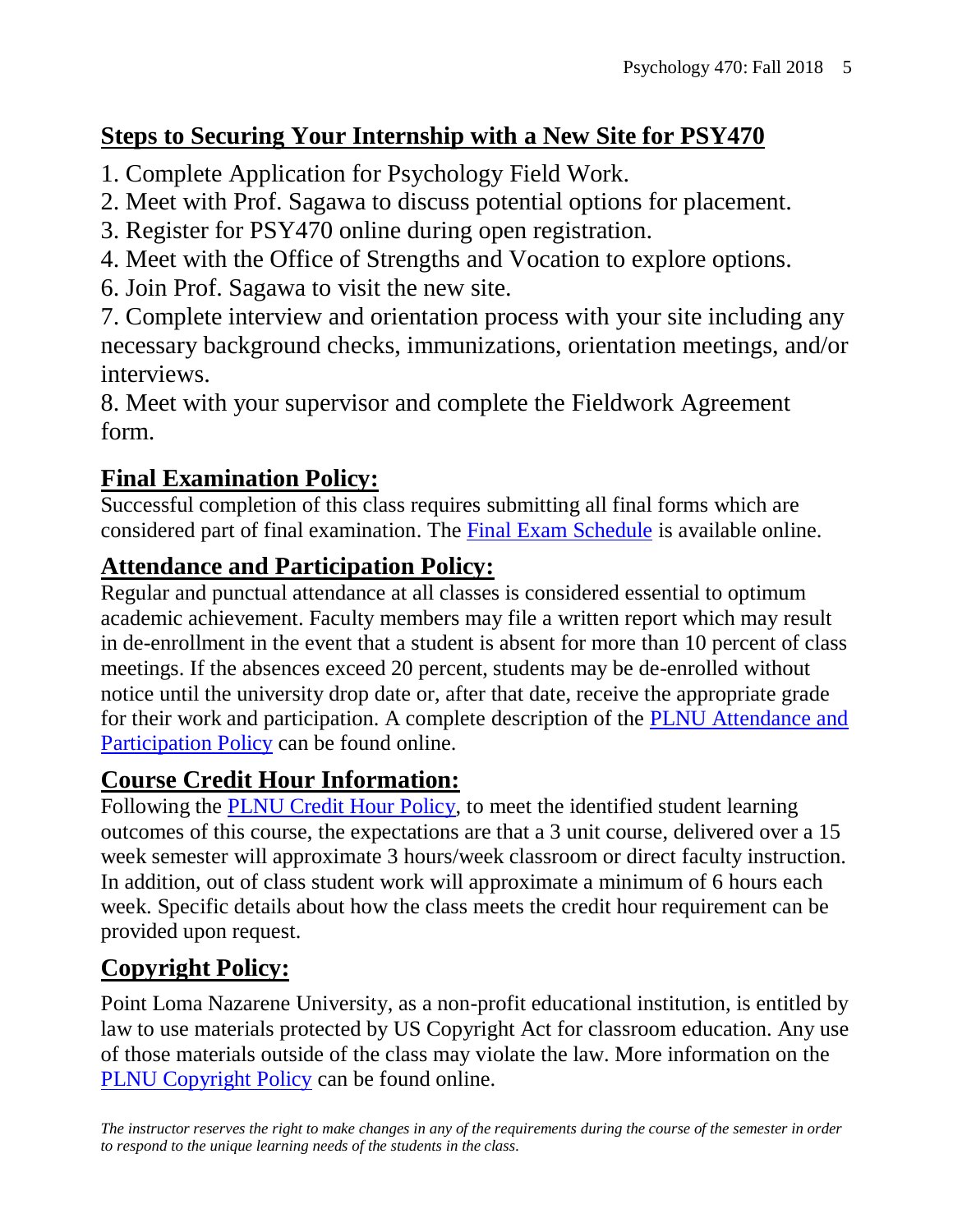## Steps to Securing Your Internship with a New Site for PSY470

1. Complete Application for Psychology Field Work.
2. Meet with Prof. Sagawa to discuss potential options for placement.
3. Register for PSY470 online during open registration.
4. Meet with the Office of Strengths and Vocation to explore options.
6. Join Prof. Sagawa to visit the new site.
7. Complete interview and orientation process with your site including any necessary background checks, immunizations, orientation meetings, and/or interviews.
8. Meet with your supervisor and complete the Fieldwork Agreement form.

## Final Examination Policy:

Successful completion of this class requires submitting all final forms which are considered part of final examination. The Final Exam Schedule is available online.

## Attendance and Participation Policy:

Regular and punctual attendance at all classes is considered essential to optimum academic achievement. Faculty members may file a written report which may result in de-enrollment in the event that a student is absent for more than 10 percent of class meetings. If the absences exceed 20 percent, students may be de-enrolled without notice until the university drop date or, after that date, receive the appropriate grade for their work and participation. A complete description of the PLNU Attendance and Participation Policy can be found online.

## Course Credit Hour Information:

Following the PLNU Credit Hour Policy, to meet the identified student learning outcomes of this course, the expectations are that a 3 unit course, delivered over a 15 week semester will approximate 3 hours/week classroom or direct faculty instruction. In addition, out of class student work will approximate a minimum of 6 hours each week. Specific details about how the class meets the credit hour requirement can be provided upon request.

## Copyright Policy:

Point Loma Nazarene University, as a non-profit educational institution, is entitled by law to use materials protected by US Copyright Act for classroom education. Any use of those materials outside of the class may violate the law. More information on the PLNU Copyright Policy can be found online.

*The instructor reserves the right to make changes in any of the requirements during the course of the semester in order to respond to the unique learning needs of the students in the class.*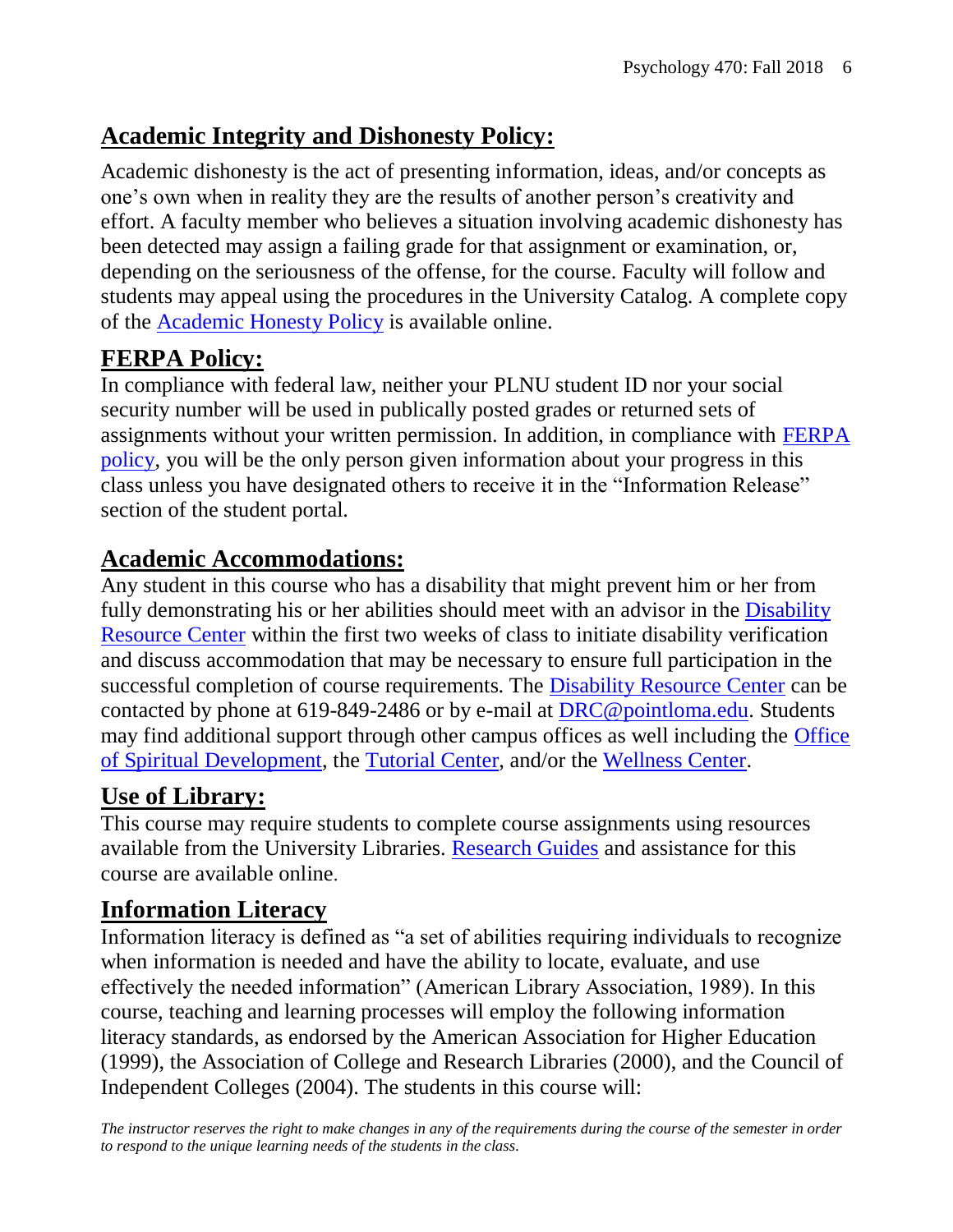## Academic Integrity and Dishonesty Policy:

Academic dishonesty is the act of presenting information, ideas, and/or concepts as one's own when in reality they are the results of another person's creativity and effort. A faculty member who believes a situation involving academic dishonesty has been detected may assign a failing grade for that assignment or examination, or, depending on the seriousness of the offense, for the course. Faculty will follow and students may appeal using the procedures in the University Catalog. A complete copy of the Academic Honesty Policy is available online.

## FERPA Policy:

In compliance with federal law, neither your PLNU student ID nor your social security number will be used in publically posted grades or returned sets of assignments without your written permission. In addition, in compliance with FERPA policy, you will be the only person given information about your progress in this class unless you have designated others to receive it in the "Information Release" section of the student portal.

## Academic Accommodations:

Any student in this course who has a disability that might prevent him or her from fully demonstrating his or her abilities should meet with an advisor in the Disability Resource Center within the first two weeks of class to initiate disability verification and discuss accommodation that may be necessary to ensure full participation in the successful completion of course requirements. The Disability Resource Center can be contacted by phone at 619-849-2486 or by e-mail at DRC@pointloma.edu. Students may find additional support through other campus offices as well including the Office of Spiritual Development, the Tutorial Center, and/or the Wellness Center.

## Use of Library:

This course may require students to complete course assignments using resources available from the University Libraries. Research Guides and assistance for this course are available online.

## Information Literacy

Information literacy is defined as "a set of abilities requiring individuals to recognize when information is needed and have the ability to locate, evaluate, and use effectively the needed information" (American Library Association, 1989). In this course, teaching and learning processes will employ the following information literacy standards, as endorsed by the American Association for Higher Education (1999), the Association of College and Research Libraries (2000), and the Council of Independent Colleges (2004). The students in this course will:

*The instructor reserves the right to make changes in any of the requirements during the course of the semester in order to respond to the unique learning needs of the students in the class.*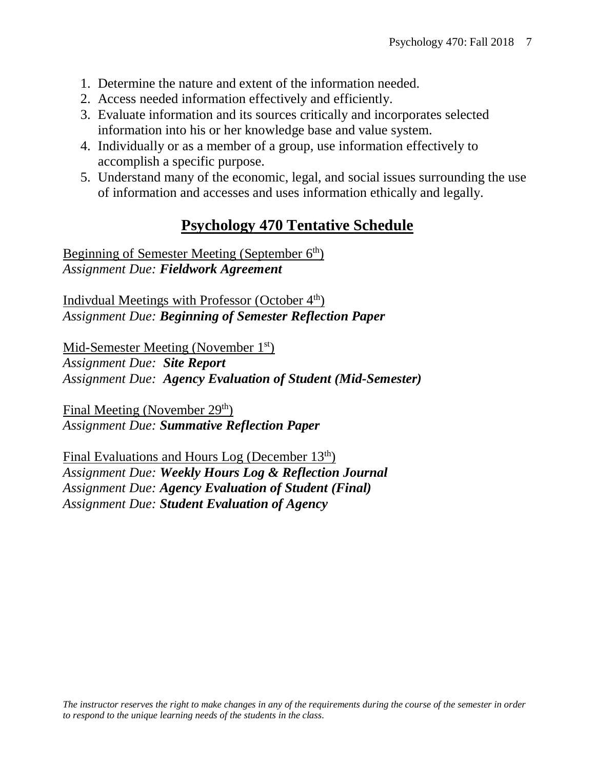1. Determine the nature and extent of the information needed.
2. Access needed information effectively and efficiently.
3. Evaluate information and its sources critically and incorporates selected information into his or her knowledge base and value system.
4. Individually or as a member of a group, use information effectively to accomplish a specific purpose.
5. Understand many of the economic, legal, and social issues surrounding the use of information and accesses and uses information ethically and legally.

## Psychology 470 Tentative Schedule

<u>Beginning of Semester Meeting (September 6th)</u>
*Assignment Due:* ***Fieldwork Agreement***

<u>Indivdual Meetings with Professor (October 4th)</u>
*Assignment Due:* ***Beginning of Semester Reflection Paper***

<u>Mid-Semester Meeting (November 1st)</u>
*Assignment Due:* ***Site Report***
*Assignment Due:* ***Agency Evaluation of Student (Mid-Semester)***

<u>Final Meeting (November 29th)</u>
*Assignment Due:* ***Summative Reflection Paper***

<u>Final Evaluations and Hours Log (December 13th)</u>
*Assignment Due:* ***Weekly Hours Log & Reflection Journal***
*Assignment Due:* ***Agency Evaluation of Student (Final)***
*Assignment Due:* ***Student Evaluation of Agency***

*The instructor reserves the right to make changes in any of the requirements during the course of the semester in order to respond to the unique learning needs of the students in the class.*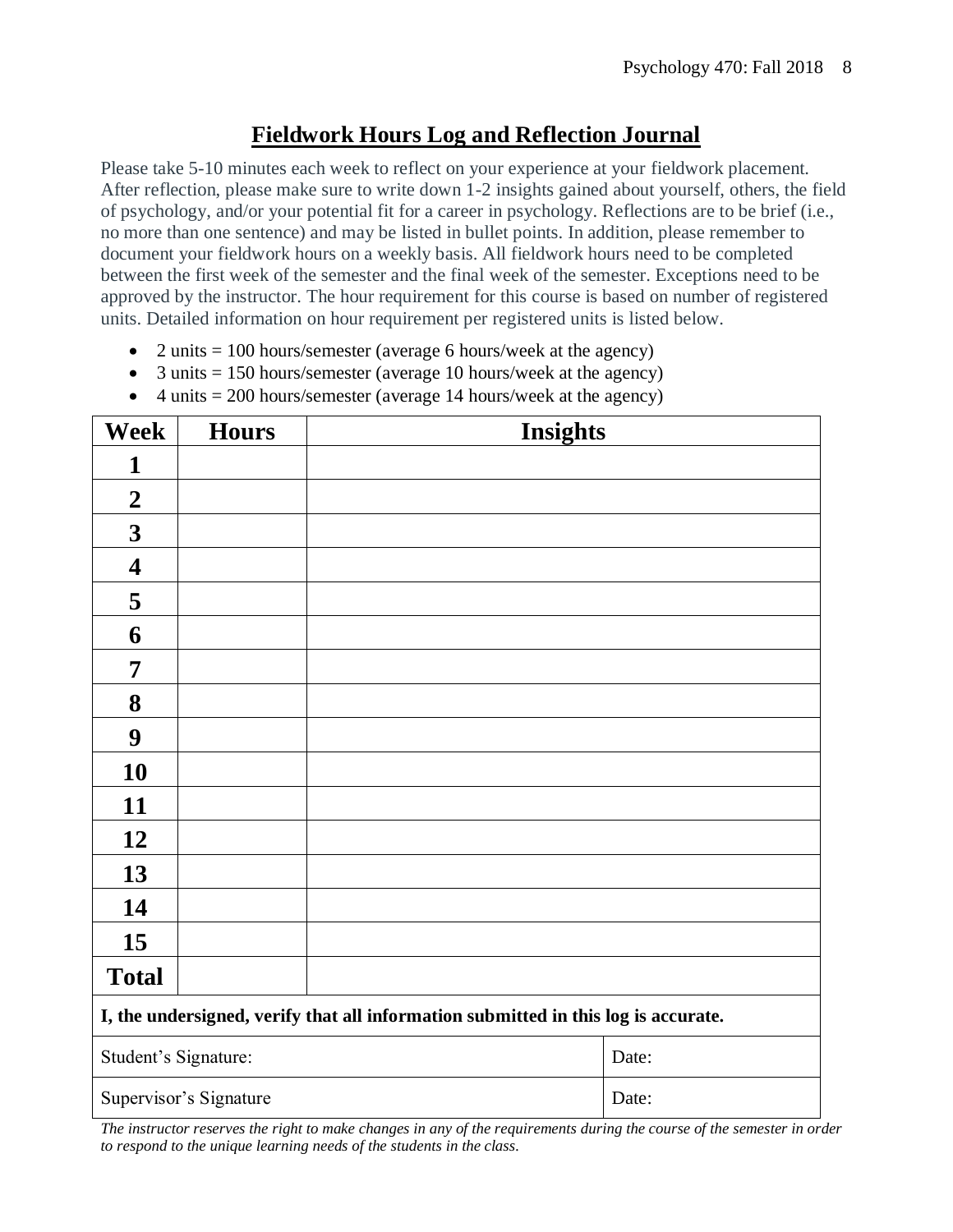## Fieldwork Hours Log and Reflection Journal

Please take 5-10 minutes each week to reflect on your experience at your fieldwork placement. After reflection, please make sure to write down 1-2 insights gained about yourself, others, the field of psychology, and/or your potential fit for a career in psychology. Reflections are to be brief (i.e., no more than one sentence) and may be listed in bullet points. In addition, please remember to document your fieldwork hours on a weekly basis. All fieldwork hours need to be completed between the first week of the semester and the final week of the semester. Exceptions need to be approved by the instructor. The hour requirement for this course is based on number of registered units. Detailed information on hour requirement per registered units is listed below.

- 2 units = 100 hours/semester (average 6 hours/week at the agency)
- 3 units = 150 hours/semester (average 10 hours/week at the agency)
- 4 units = 200 hours/semester (average 14 hours/week at the agency)

| Week | Hours | Insights |
|---|---|---|
| **1** | | |
| **2** | | |
| **3** | | |
| **4** | | |
| **5** | | |
| **6** | | |
| **7** | | |
| **8** | | |
| **9** | | |
| **10** | | |
| **11** | | |
| **12** | | |
| **13** | | |
| **14** | | |
| **15** | | |
| **Total** | | |

**I, the undersigned, verify that all information submitted in this log is accurate.**

| | |
|---|---|
| Student's Signature: | Date: |
| Supervisor's Signature | Date: |

*The instructor reserves the right to make changes in any of the requirements during the course of the semester in order to respond to the unique learning needs of the students in the class.*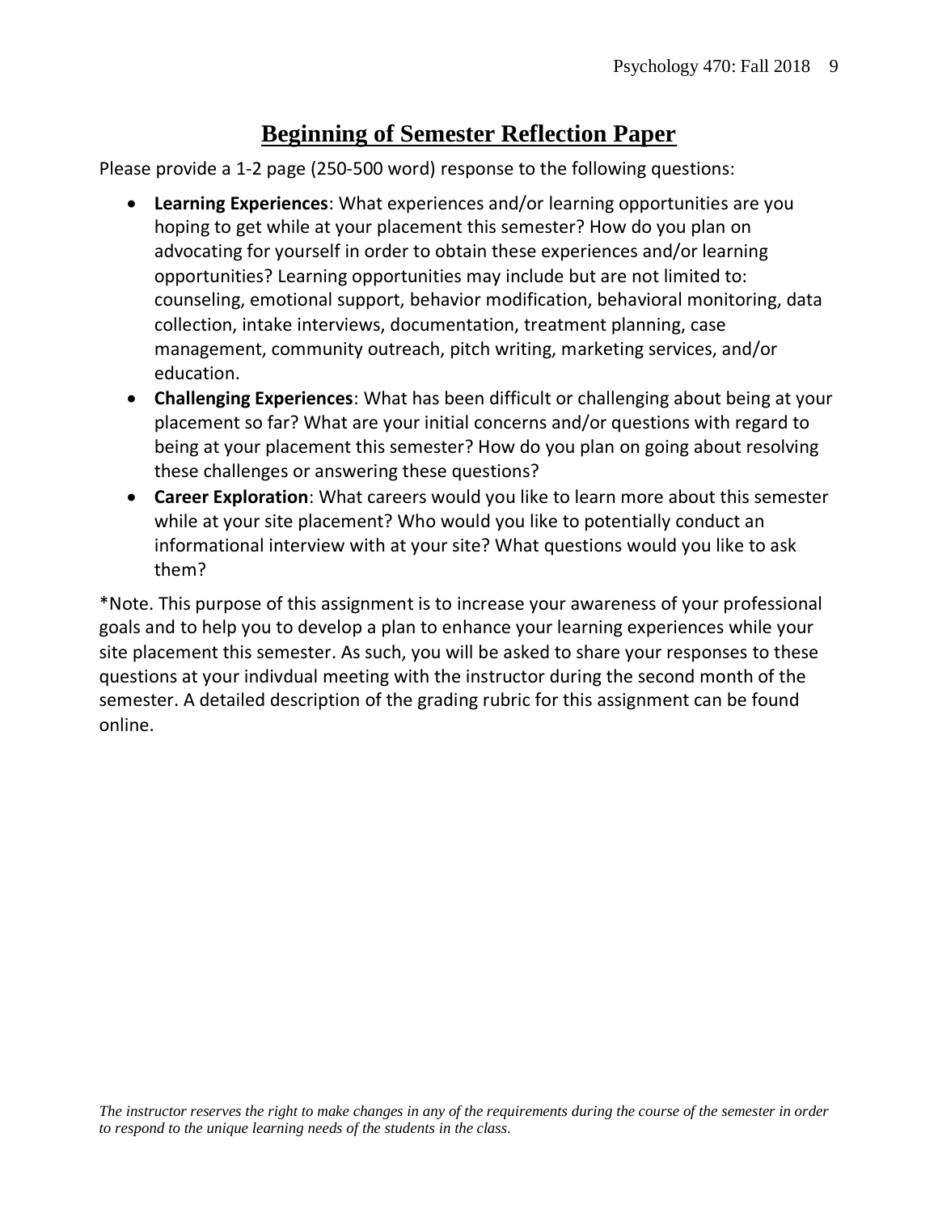# Beginning of Semester Reflection Paper

Please provide a 1-2 page (250-500 word) response to the following questions:

- **Learning Experiences**: What experiences and/or learning opportunities are you hoping to get while at your placement this semester? How do you plan on advocating for yourself in order to obtain these experiences and/or learning opportunities? Learning opportunities may include but are not limited to: counseling, emotional support, behavior modification, behavioral monitoring, data collection, intake interviews, documentation, treatment planning, case management, community outreach, pitch writing, marketing services, and/or education.
- **Challenging Experiences**: What has been difficult or challenging about being at your placement so far? What are your initial concerns and/or questions with regard to being at your placement this semester? How do you plan on going about resolving these challenges or answering these questions?
- **Career Exploration**: What careers would you like to learn more about this semester while at your site placement? Who would you like to potentially conduct an informational interview with at your site? What questions would you like to ask them?

*Note. This purpose of this assignment is to increase your awareness of your professional goals and to help you to develop a plan to enhance your learning experiences while your site placement this semester. As such, you will be asked to share your responses to these questions at your indivdual meeting with the instructor during the second month of the semester. A detailed description of the grading rubric for this assignment can be found online.

*The instructor reserves the right to make changes in any of the requirements during the course of the semester in order to respond to the unique learning needs of the students in the class.*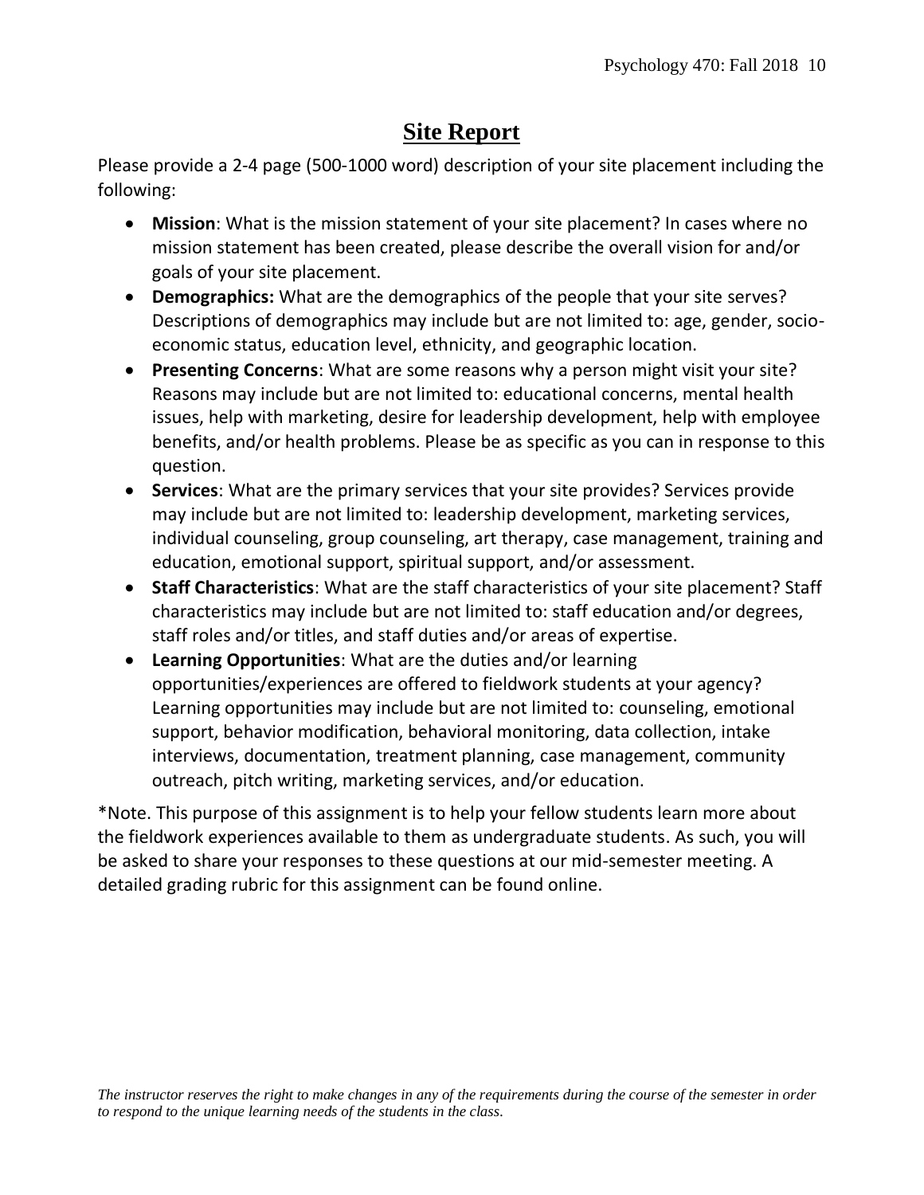# Site Report

Please provide a 2-4 page (500-1000 word) description of your site placement including the following:

- **Mission**: What is the mission statement of your site placement? In cases where no mission statement has been created, please describe the overall vision for and/or goals of your site placement.
- **Demographics:** What are the demographics of the people that your site serves? Descriptions of demographics may include but are not limited to: age, gender, socio-economic status, education level, ethnicity, and geographic location.
- **Presenting Concerns**: What are some reasons why a person might visit your site? Reasons may include but are not limited to: educational concerns, mental health issues, help with marketing, desire for leadership development, help with employee benefits, and/or health problems. Please be as specific as you can in response to this question.
- **Services**: What are the primary services that your site provides? Services provide may include but are not limited to: leadership development, marketing services, individual counseling, group counseling, art therapy, case management, training and education, emotional support, spiritual support, and/or assessment.
- **Staff Characteristics**: What are the staff characteristics of your site placement? Staff characteristics may include but are not limited to: staff education and/or degrees, staff roles and/or titles, and staff duties and/or areas of expertise.
- **Learning Opportunities**: What are the duties and/or learning opportunities/experiences are offered to fieldwork students at your agency? Learning opportunities may include but are not limited to: counseling, emotional support, behavior modification, behavioral monitoring, data collection, intake interviews, documentation, treatment planning, case management, community outreach, pitch writing, marketing services, and/or education.

*Note. This purpose of this assignment is to help your fellow students learn more about the fieldwork experiences available to them as undergraduate students. As such, you will be asked to share your responses to these questions at our mid-semester meeting. A detailed grading rubric for this assignment can be found online.

*The instructor reserves the right to make changes in any of the requirements during the course of the semester in order to respond to the unique learning needs of the students in the class.*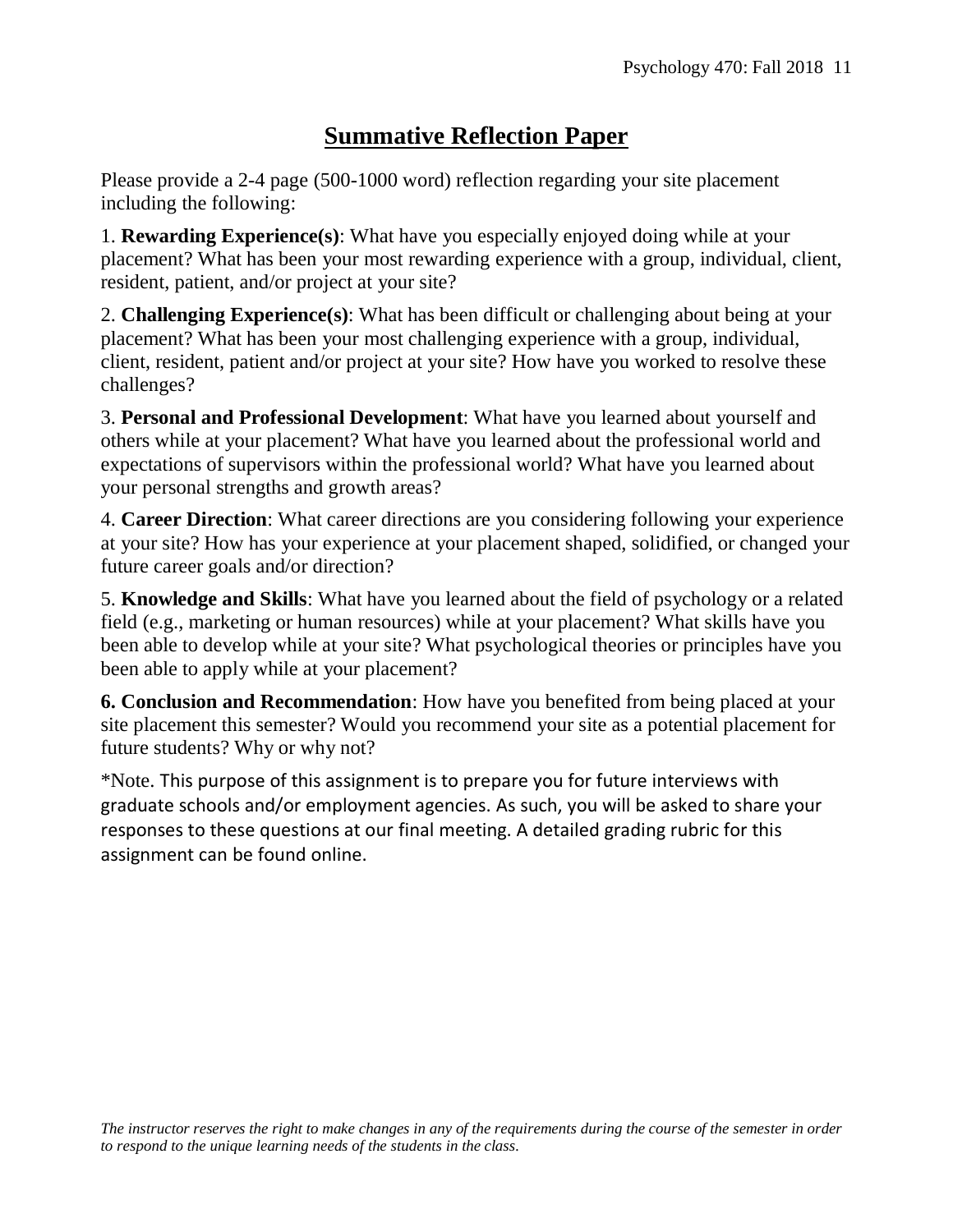# <u>Summative Reflection Paper</u>

Please provide a 2-4 page (500-1000 word) reflection regarding your site placement including the following:

1. **Rewarding Experience(s)**: What have you especially enjoyed doing while at your placement? What has been your most rewarding experience with a group, individual, client, resident, patient, and/or project at your site?

2. **Challenging Experience(s)**: What has been difficult or challenging about being at your placement? What has been your most challenging experience with a group, individual, client, resident, patient and/or project at your site? How have you worked to resolve these challenges?

3. **Personal and Professional Development**: What have you learned about yourself and others while at your placement? What have you learned about the professional world and expectations of supervisors within the professional world? What have you learned about your personal strengths and growth areas?

4. **Career Direction**: What career directions are you considering following your experience at your site? How has your experience at your placement shaped, solidified, or changed your future career goals and/or direction?

5. **Knowledge and Skills**: What have you learned about the field of psychology or a related field (e.g., marketing or human resources) while at your placement? What skills have you been able to develop while at your site? What psychological theories or principles have you been able to apply while at your placement?

**6. Conclusion and Recommendation**: How have you benefited from being placed at your site placement this semester? Would you recommend your site as a potential placement for future students? Why or why not?

*Note. This purpose of this assignment is to prepare you for future interviews with graduate schools and/or employment agencies. As such, you will be asked to share your responses to these questions at our final meeting. A detailed grading rubric for this assignment can be found online.

*The instructor reserves the right to make changes in any of the requirements during the course of the semester in order to respond to the unique learning needs of the students in the class.*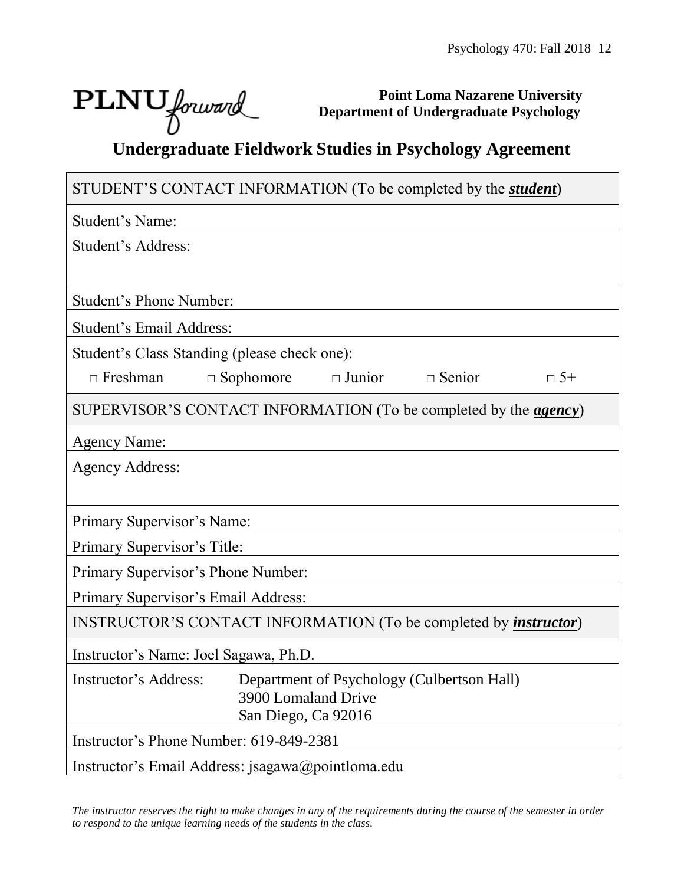**Point Loma Nazarene University**
**Department of Undergraduate Psychology**

# Undergraduate Fieldwork Studies in Psychology Agreement

| STUDENT'S CONTACT INFORMATION (To be completed by the ***student***) |
|---|
| Student's Name: |
| Student's Address: |
| Student's Phone Number: |
| Student's Email Address: |
| Student's Class Standing (please check one): □ Freshman □ Sophomore □ Junior □ Senior □ 5+ |
| SUPERVISOR'S CONTACT INFORMATION (To be completed by the ***agency***) |
| Agency Name: |
| Agency Address: |
| Primary Supervisor's Name: |
| Primary Supervisor's Title: |
| Primary Supervisor's Phone Number: |
| Primary Supervisor's Email Address: |
| INSTRUCTOR'S CONTACT INFORMATION (To be completed by ***instructor***) |
| Instructor's Name: Joel Sagawa, Ph.D. |
| Instructor's Address: Department of Psychology (Culbertson Hall), 3900 Lomaland Drive, San Diego, Ca 92016 |
| Instructor's Phone Number: 619-849-2381 |
| Instructor's Email Address: jsagawa@pointloma.edu |

*The instructor reserves the right to make changes in any of the requirements during the course of the semester in order to respond to the unique learning needs of the students in the class.*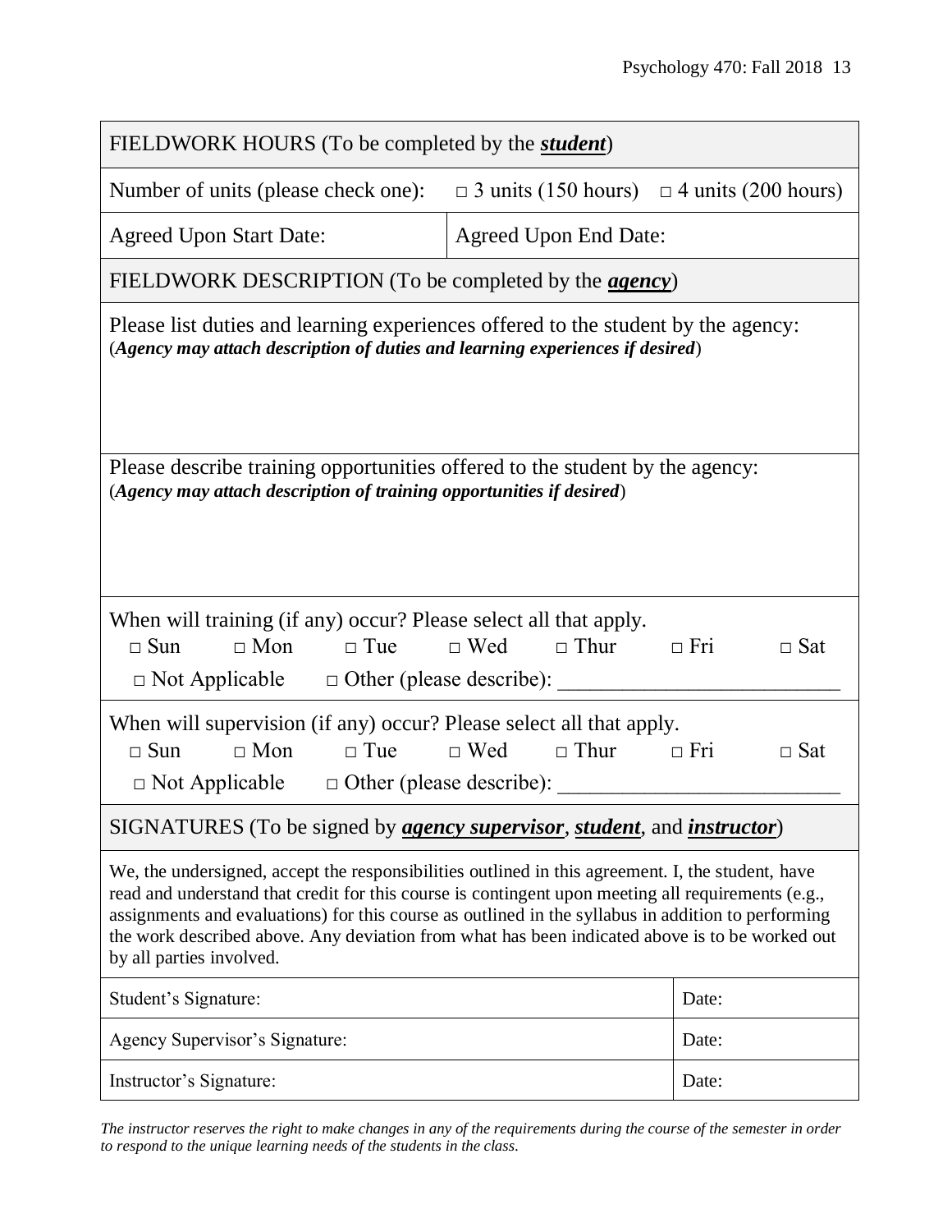| FIELDWORK HOURS (To be completed by the ***student***) | |
|---|---|
| Number of units (please check one): □ 3 units (150 hours) □ 4 units (200 hours) | |
| Agreed Upon Start Date: | Agreed Upon End Date: |

| FIELDWORK DESCRIPTION (To be completed by the ***agency***) |
|---|
| Please list duties and learning experiences offered to the student by the agency: (***Agency may attach description of duties and learning experiences if desired***) |
| Please describe training opportunities offered to the student by the agency: (***Agency may attach description of training opportunities if desired***) |
| When will training (if any) occur? Please select all that apply.<br>□ Sun □ Mon □ Tue □ Wed □ Thur □ Fri □ Sat<br>□ Not Applicable □ Other (please describe): ___________________________ |
| When will supervision (if any) occur? Please select all that apply.<br>□ Sun □ Mon □ Tue □ Wed □ Thur □ Fri □ Sat<br>□ Not Applicable □ Other (please describe): ___________________________ |

| SIGNATURES (To be signed by ***agency supervisor***, ***student***, and ***instructor***) | |
|---|---|
| We, the undersigned, accept the responsibilities outlined in this agreement. I, the student, have read and understand that credit for this course is contingent upon meeting all requirements (e.g., assignments and evaluations) for this course as outlined in the syllabus in addition to performing the work described above. Any deviation from what has been indicated above is to be worked out by all parties involved. | |
| Student's Signature: | Date: |
| Agency Supervisor's Signature: | Date: |
| Instructor's Signature: | Date: |

*The instructor reserves the right to make changes in any of the requirements during the course of the semester in order to respond to the unique learning needs of the students in the class.*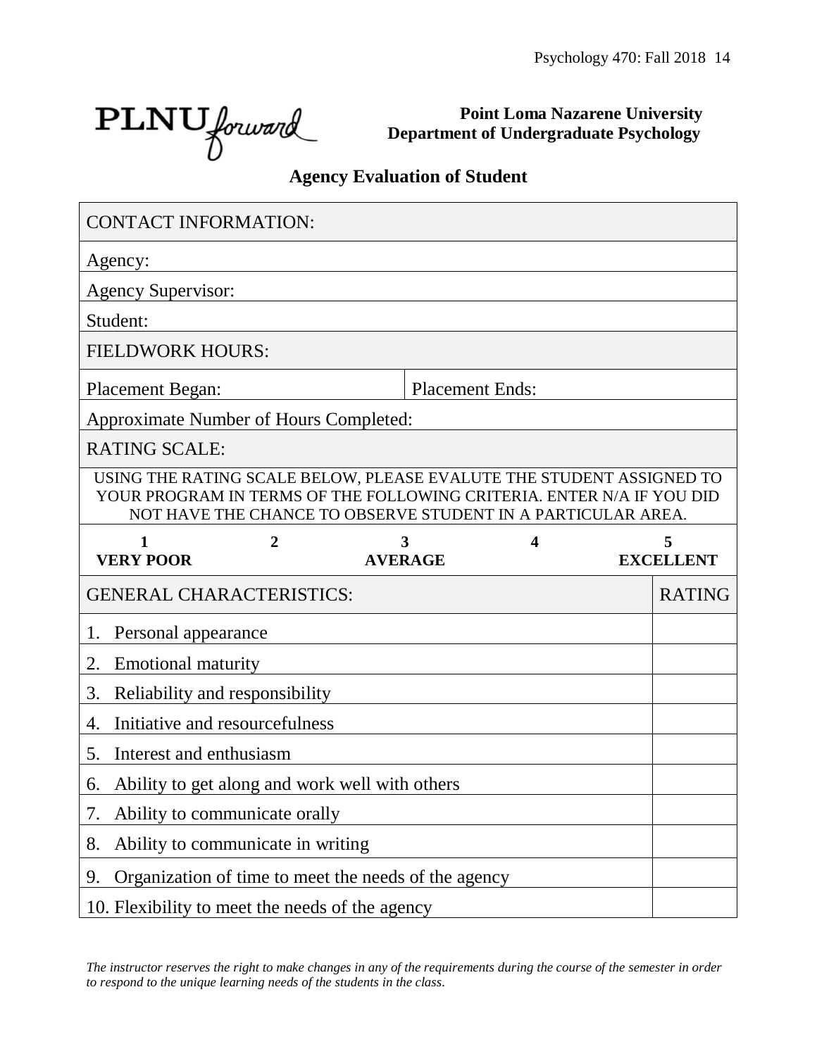**Point Loma Nazarene University**
**Department of Undergraduate Psychology**

## Agency Evaluation of Student

| CONTACT INFORMATION: | |
|---|---|
| Agency: | |
| Agency Supervisor: | |
| Student: | |
| **FIELDWORK HOURS:** | |
| Placement Began: | Placement Ends: |
| Approximate Number of Hours Completed: | |
| **RATING SCALE:** | |
| USING THE RATING SCALE BELOW, PLEASE EVALUTE THE STUDENT ASSIGNED TO YOUR PROGRAM IN TERMS OF THE FOLLOWING CRITERIA. ENTER N/A IF YOU DID NOT HAVE THE CHANCE TO OBSERVE STUDENT IN A PARTICULAR AREA. | |

| 1 | 2 | 3 | 4 | 5 |
|---|---|---|---|---|
| **VERY POOR** | | **AVERAGE** | | **EXCELLENT** |

| GENERAL CHARACTERISTICS: | RATING |
|---|---|
| 1. Personal appearance | |
| 2. Emotional maturity | |
| 3. Reliability and responsibility | |
| 4. Initiative and resourcefulness | |
| 5. Interest and enthusiasm | |
| 6. Ability to get along and work well with others | |
| 7. Ability to communicate orally | |
| 8. Ability to communicate in writing | |
| 9. Organization of time to meet the needs of the agency | |
| 10. Flexibility to meet the needs of the agency | |

*The instructor reserves the right to make changes in any of the requirements during the course of the semester in order to respond to the unique learning needs of the students in the class.*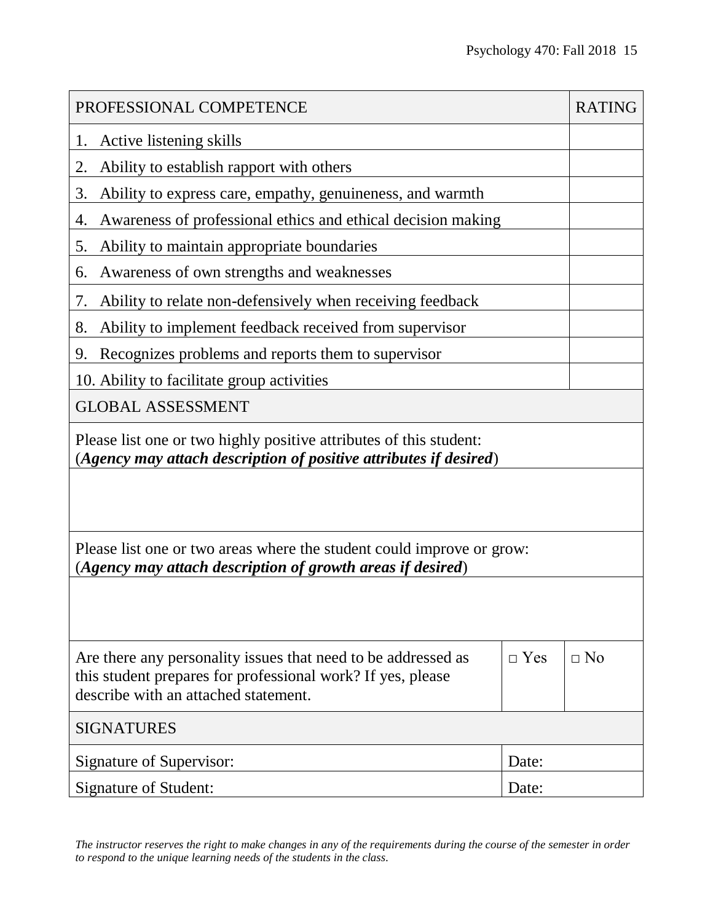| PROFESSIONAL COMPETENCE | RATING |
|---|---|
| 1. Active listening skills | |
| 2. Ability to establish rapport with others | |
| 3. Ability to express care, empathy, genuineness, and warmth | |
| 4. Awareness of professional ethics and ethical decision making | |
| 5. Ability to maintain appropriate boundaries | |
| 6. Awareness of own strengths and weaknesses | |
| 7. Ability to relate non-defensively when receiving feedback | |
| 8. Ability to implement feedback received from supervisor | |
| 9. Recognizes problems and reports them to supervisor | |
| 10. Ability to facilitate group activities | |

| GLOBAL ASSESSMENT | | |
|---|---|---|
| Please list one or two highly positive attributes of this student: (***Agency may attach description of positive attributes if desired***) | | |
| | | |
| Please list one or two areas where the student could improve or grow: (***Agency may attach description of growth areas if desired***) | | |
| | | |
| Are there any personality issues that need to be addressed as this student prepares for professional work? If yes, please describe with an attached statement. | □ Yes | □ No |

| SIGNATURES | |
|---|---|
| Signature of Supervisor: | Date: |
| Signature of Student: | Date: |

*The instructor reserves the right to make changes in any of the requirements during the course of the semester in order to respond to the unique learning needs of the students in the class.*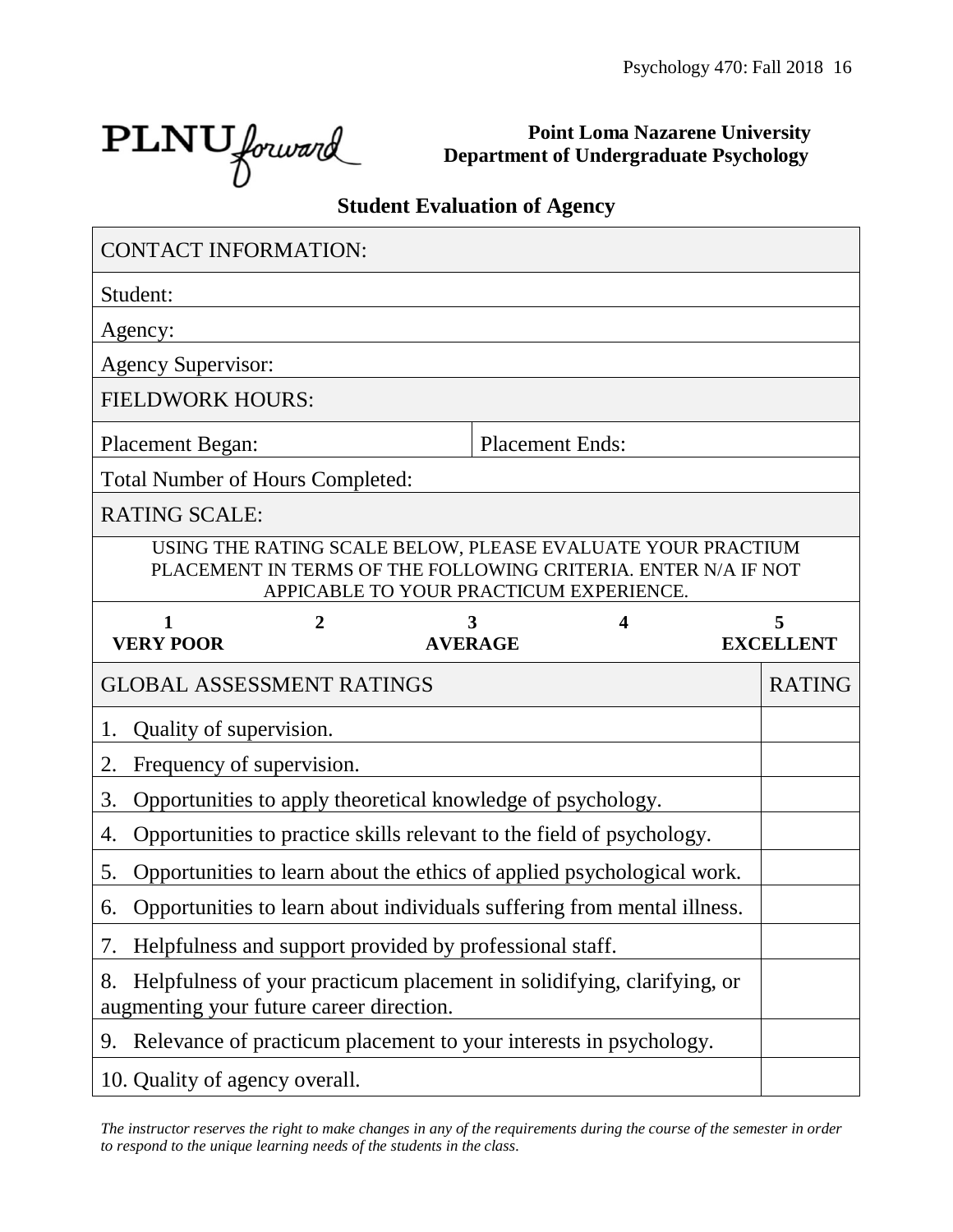PLNU*forward*

**Point Loma Nazarene University**
**Department of Undergraduate Psychology**

## Student Evaluation of Agency

| CONTACT INFORMATION: | |
|---|---|
| Student: | |
| Agency: | |
| Agency Supervisor: | |
| FIELDWORK HOURS: | |
| Placement Began: | Placement Ends: |
| Total Number of Hours Completed: | |
| RATING SCALE: | |

USING THE RATING SCALE BELOW, PLEASE EVALUATE YOUR PRACTIUM PLACEMENT IN TERMS OF THE FOLLOWING CRITERIA. ENTER N/A IF NOT APPICABLE TO YOUR PRACTICUM EXPERIENCE.

| 1 | 2 | 3 | 4 | 5 |
|---|---|---|---|---|
| **VERY POOR** | | **AVERAGE** | | **EXCELLENT** |

| GLOBAL ASSESSMENT RATINGS | RATING |
|---|---|
| 1. Quality of supervision. | |
| 2. Frequency of supervision. | |
| 3. Opportunities to apply theoretical knowledge of psychology. | |
| 4. Opportunities to practice skills relevant to the field of psychology. | |
| 5. Opportunities to learn about the ethics of applied psychological work. | |
| 6. Opportunities to learn about individuals suffering from mental illness. | |
| 7. Helpfulness and support provided by professional staff. | |
| 8. Helpfulness of your practicum placement in solidifying, clarifying, or augmenting your future career direction. | |
| 9. Relevance of practicum placement to your interests in psychology. | |
| 10. Quality of agency overall. | |

*The instructor reserves the right to make changes in any of the requirements during the course of the semester in order to respond to the unique learning needs of the students in the class.*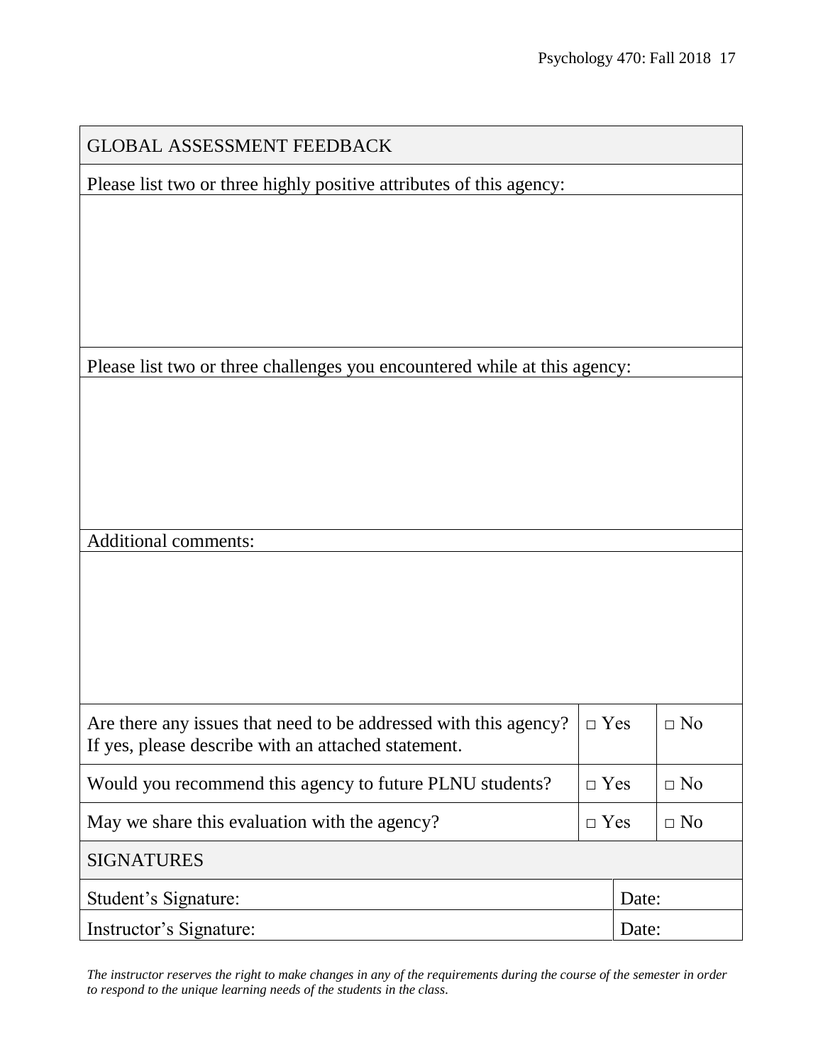| GLOBAL ASSESSMENT FEEDBACK | | |
| --- | --- | --- |
| Please list two or three highly positive attributes of this agency: | | |
| | | |
| Please list two or three challenges you encountered while at this agency: | | |
| | | |
| Additional comments: | | |
| | | |
| Are there any issues that need to be addressed with this agency? If yes, please describe with an attached statement. | □ Yes | □ No |
| Would you recommend this agency to future PLNU students? | □ Yes | □ No |
| May we share this evaluation with the agency? | □ Yes | □ No |

| SIGNATURES | |
| --- | --- |
| Student's Signature: | Date: |
| Instructor's Signature: | Date: |

*The instructor reserves the right to make changes in any of the requirements during the course of the semester in order to respond to the unique learning needs of the students in the class.*